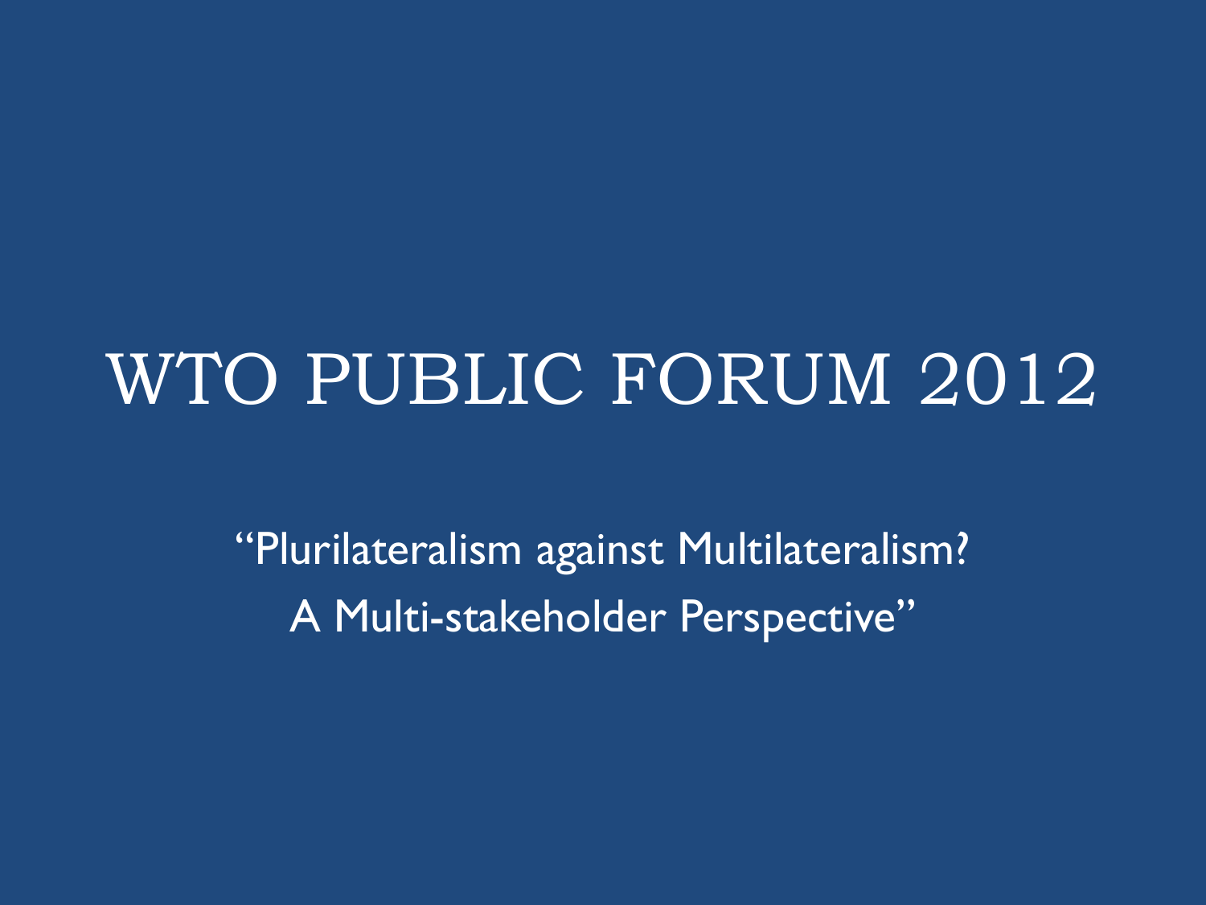# WTO PUBLIC FORUM 2012

"Plurilateralism against Multilateralism?
A Multi-stakeholder Perspective"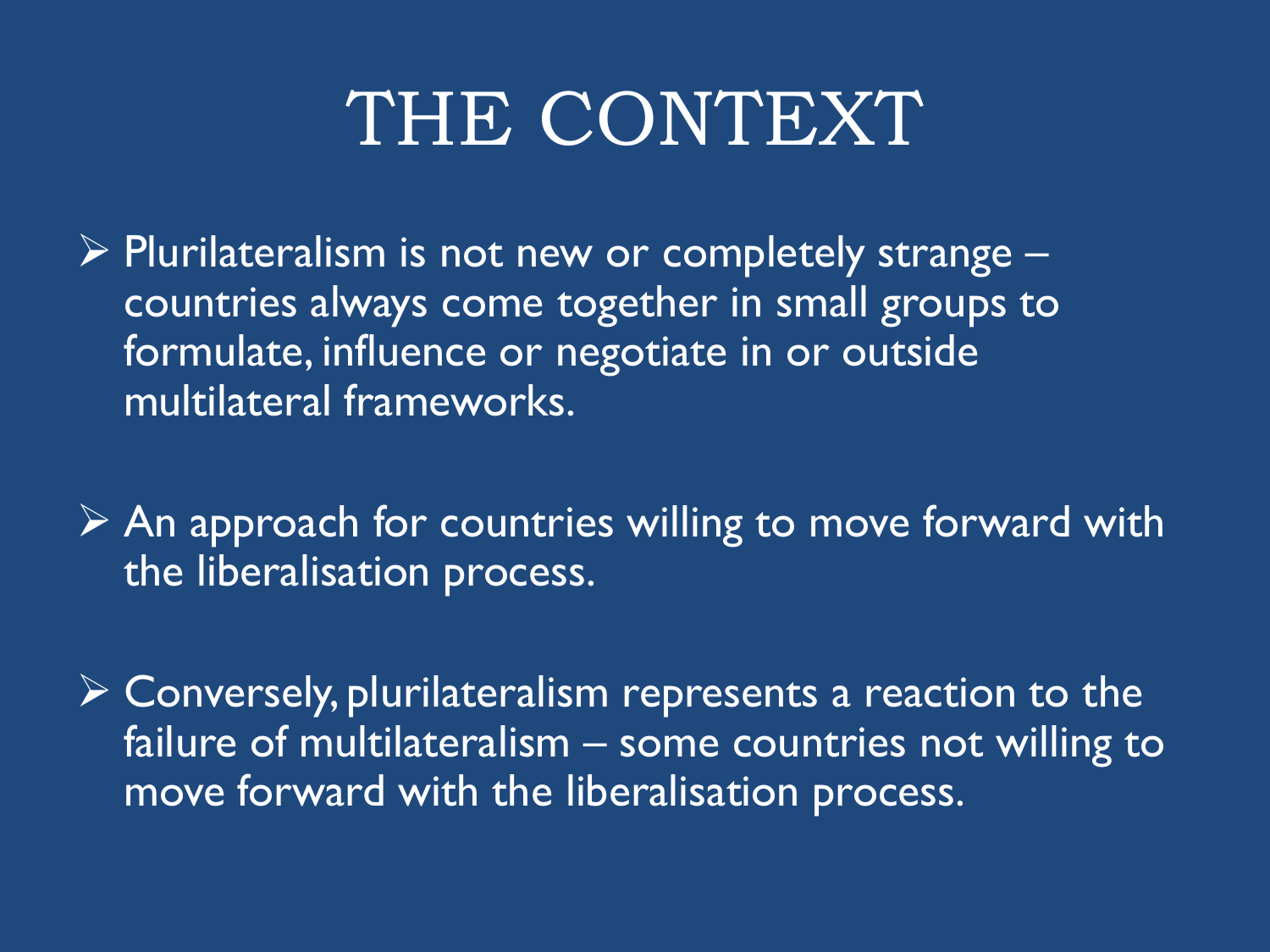# THE CONTEXT

- Plurilateralism is not new or completely strange – countries always come together in small groups to formulate, influence or negotiate in or outside multilateral frameworks.

- An approach for countries willing to move forward with the liberalisation process.

- Conversely, plurilateralism represents a reaction to the failure of multilateralism – some countries not willing to move forward with the liberalisation process.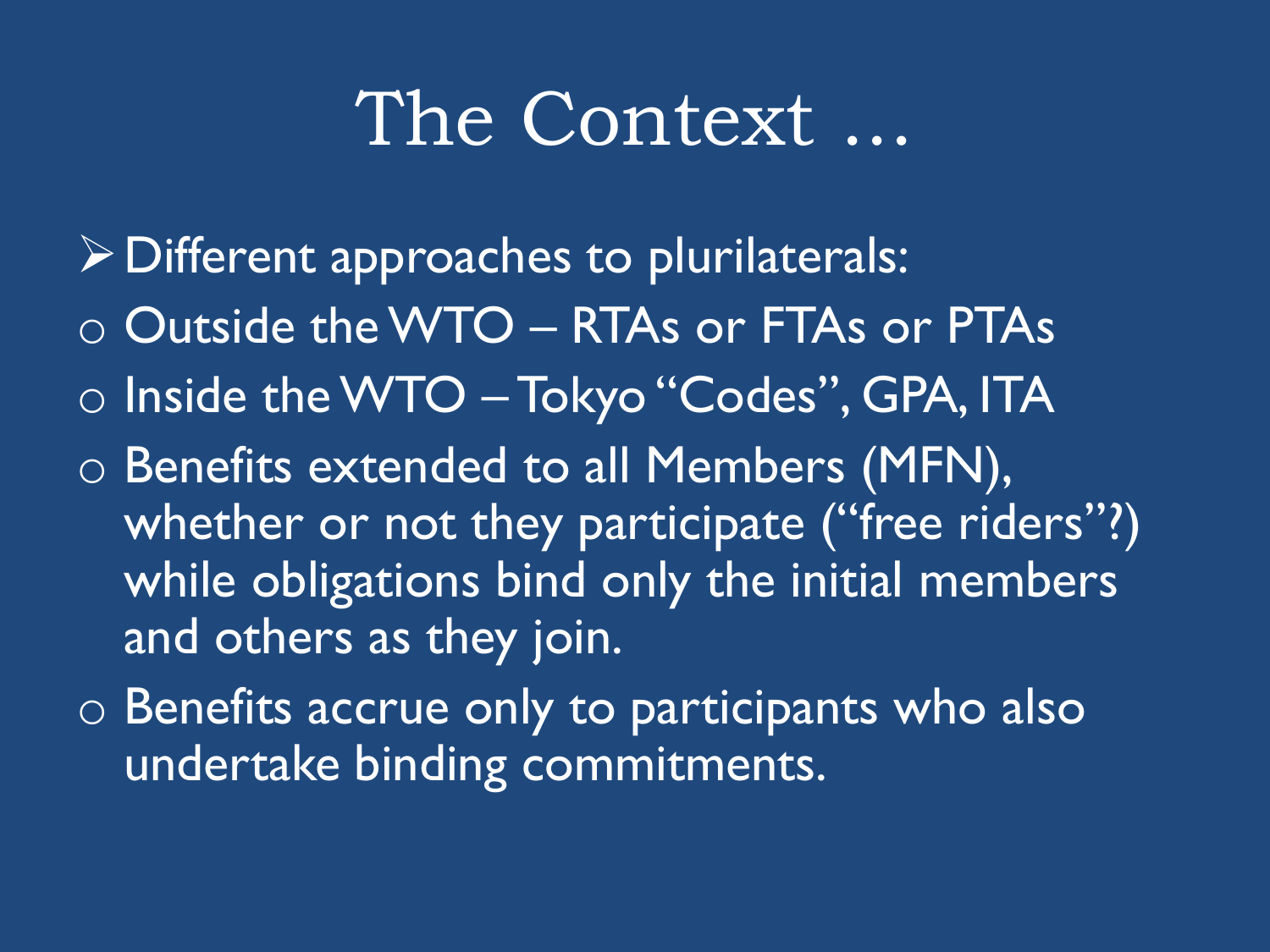# The Context …

- Different approaches to plurilaterals:
  - Outside the WTO – RTAs or FTAs or PTAs
  - Inside the WTO – Tokyo "Codes", GPA, ITA
  - Benefits extended to all Members (MFN), whether or not they participate ("free riders"?) while obligations bind only the initial members and others as they join.
  - Benefits accrue only to participants who also undertake binding commitments.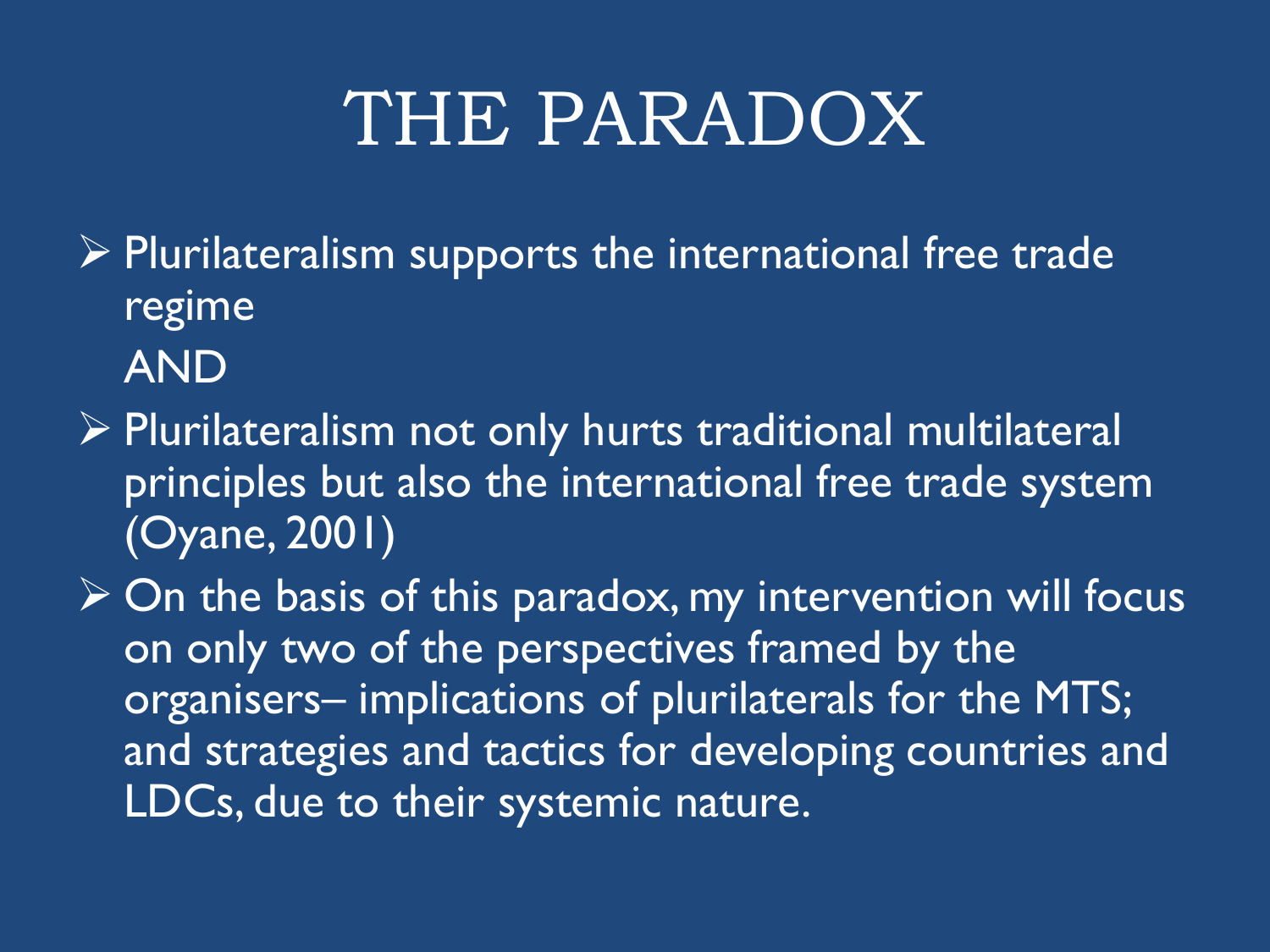# THE PARADOX

- Plurilateralism supports the international free trade regime

  AND

- Plurilateralism not only hurts traditional multilateral principles but also the international free trade system (Oyane, 2001)
- On the basis of this paradox, my intervention will focus on only two of the perspectives framed by the organisers– implications of plurilaterals for the MTS; and strategies and tactics for developing countries and LDCs, due to their systemic nature.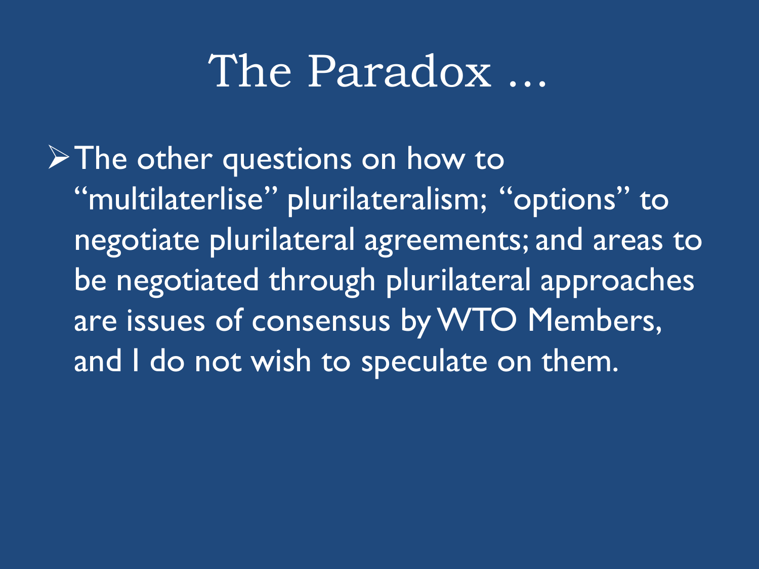# The Paradox …

- The other questions on how to "multilaterlise" plurilateralism; "options" to negotiate plurilateral agreements; and areas to be negotiated through plurilateral approaches are issues of consensus by WTO Members, and I do not wish to speculate on them.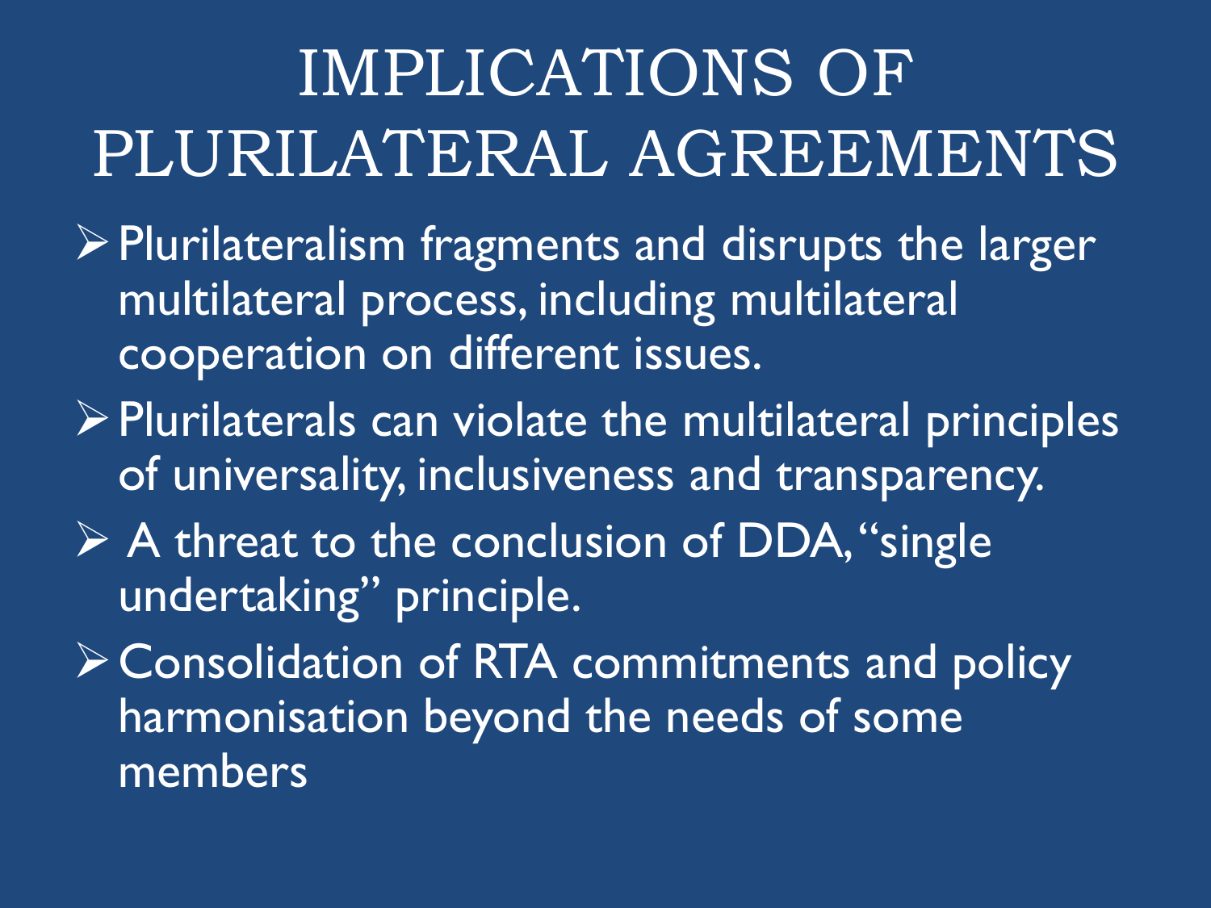# IMPLICATIONS OF PLURILATERAL AGREEMENTS

- Plurilateralism fragments and disrupts the larger multilateral process, including multilateral cooperation on different issues.
- Plurilaterals can violate the multilateral principles of universality, inclusiveness and transparency.
- A threat to the conclusion of DDA, "single undertaking" principle.
- Consolidation of RTA commitments and policy harmonisation beyond the needs of some members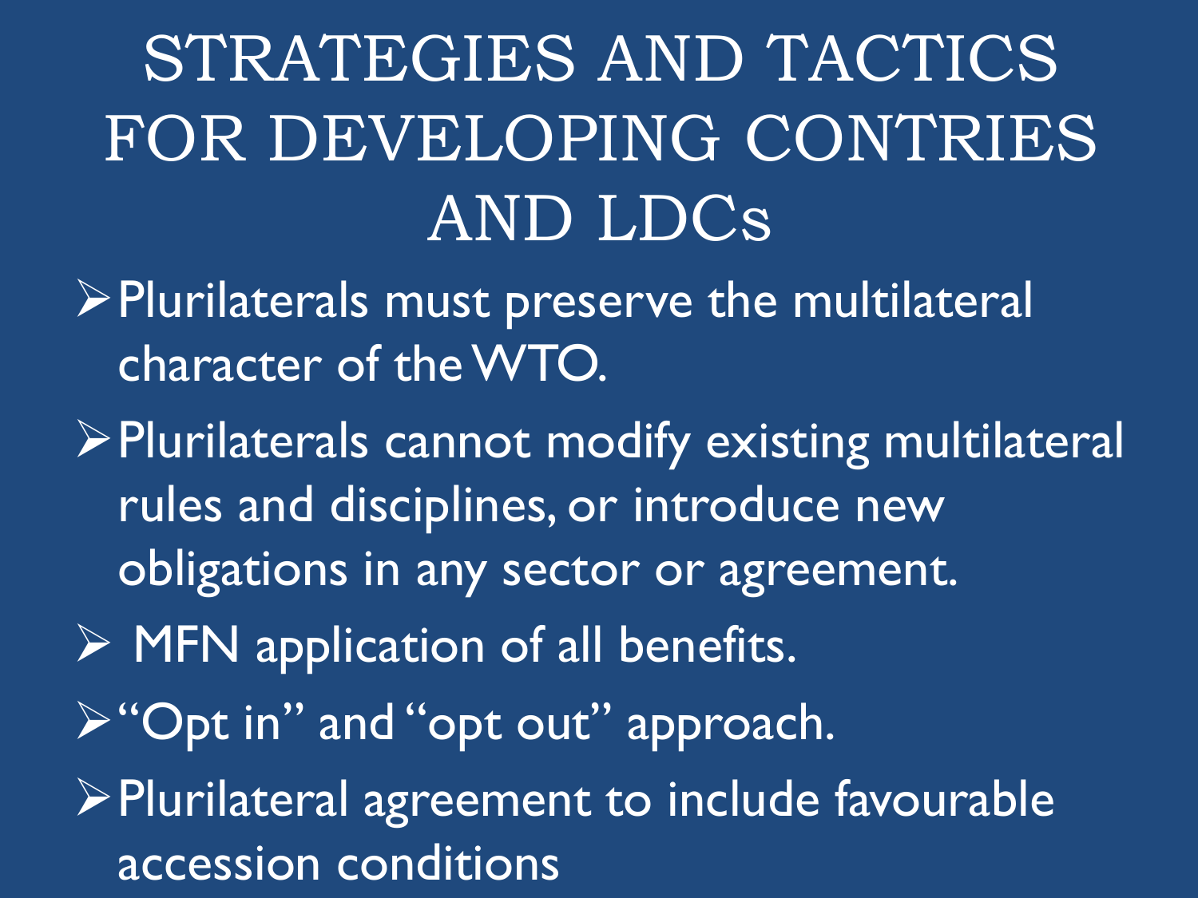# STRATEGIES AND TACTICS FOR DEVELOPING CONTRIES AND LDCs

- Plurilaterals must preserve the multilateral character of the WTO.
- Plurilaterals cannot modify existing multilateral rules and disciplines, or introduce new obligations in any sector or agreement.
- MFN application of all benefits.
- "Opt in" and "opt out" approach.
- Plurilateral agreement to include favourable accession conditions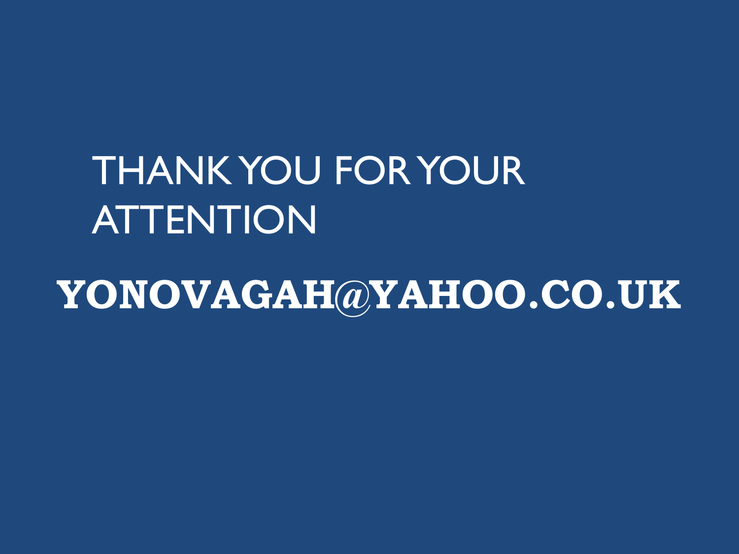# THANK YOU FOR YOUR ATTENTION

**YONOVAGAH@YAHOO.CO.UK**